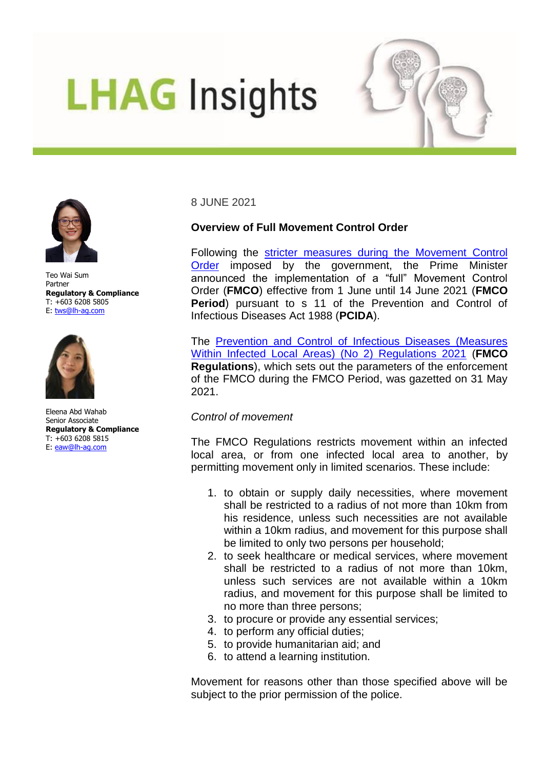# LHAG Insights

Teo Wai Sum
Partner
**Regulatory & Compliance**
T: +603 6208 5805
E: tws@lh-ag.com

Eleena Abd Wahab
Senior Associate
**Regulatory & Compliance**
T: +603 6208 5815
E: eaw@lh-ag.com

8 JUNE 2021

**Overview of Full Movement Control Order**

Following the stricter measures during the Movement Control Order imposed by the government, the Prime Minister announced the implementation of a "full" Movement Control Order (**FMCO**) effective from 1 June until 14 June 2021 (**FMCO Period**) pursuant to s 11 of the Prevention and Control of Infectious Diseases Act 1988 (**PCIDA**).

The Prevention and Control of Infectious Diseases (Measures Within Infected Local Areas) (No 2) Regulations 2021 (**FMCO Regulations**), which sets out the parameters of the enforcement of the FMCO during the FMCO Period, was gazetted on 31 May 2021.

*Control of movement*

The FMCO Regulations restricts movement within an infected local area, or from one infected local area to another, by permitting movement only in limited scenarios. These include:

1. to obtain or supply daily necessities, where movement shall be restricted to a radius of not more than 10km from his residence, unless such necessities are not available within a 10km radius, and movement for this purpose shall be limited to only two persons per household;
2. to seek healthcare or medical services, where movement shall be restricted to a radius of not more than 10km, unless such services are not available within a 10km radius, and movement for this purpose shall be limited to no more than three persons;
3. to procure or provide any essential services;
4. to perform any official duties;
5. to provide humanitarian aid; and
6. to attend a learning institution.

Movement for reasons other than those specified above will be subject to the prior permission of the police.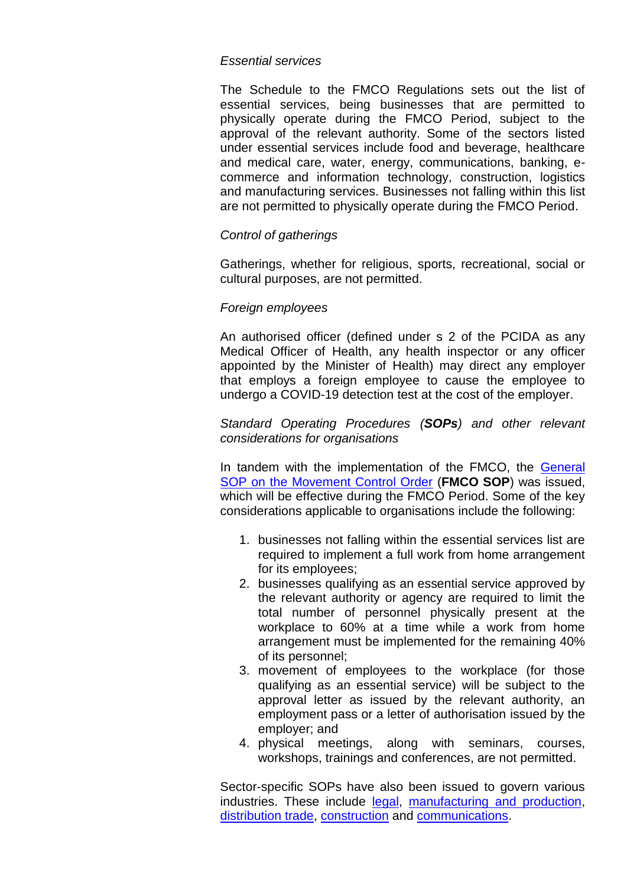*Essential services*

The Schedule to the FMCO Regulations sets out the list of essential services, being businesses that are permitted to physically operate during the FMCO Period, subject to the approval of the relevant authority. Some of the sectors listed under essential services include food and beverage, healthcare and medical care, water, energy, communications, banking, e-commerce and information technology, construction, logistics and manufacturing services. Businesses not falling within this list are not permitted to physically operate during the FMCO Period.

*Control of gatherings*

Gatherings, whether for religious, sports, recreational, social or cultural purposes, are not permitted.

*Foreign employees*

An authorised officer (defined under s 2 of the PCIDA as any Medical Officer of Health, any health inspector or any officer appointed by the Minister of Health) may direct any employer that employs a foreign employee to cause the employee to undergo a COVID-19 detection test at the cost of the employer.

*Standard Operating Procedures (**SOPs**) and other relevant considerations for organisations*

In tandem with the implementation of the FMCO, the General SOP on the Movement Control Order (**FMCO SOP**) was issued, which will be effective during the FMCO Period. Some of the key considerations applicable to organisations include the following:

1. businesses not falling within the essential services list are required to implement a full work from home arrangement for its employees;
2. businesses qualifying as an essential service approved by the relevant authority or agency are required to limit the total number of personnel physically present at the workplace to 60% at a time while a work from home arrangement must be implemented for the remaining 40% of its personnel;
3. movement of employees to the workplace (for those qualifying as an essential service) will be subject to the approval letter as issued by the relevant authority, an employment pass or a letter of authorisation issued by the employer; and
4. physical meetings, along with seminars, courses, workshops, trainings and conferences, are not permitted.

Sector-specific SOPs have also been issued to govern various industries. These include legal, manufacturing and production, distribution trade, construction and communications.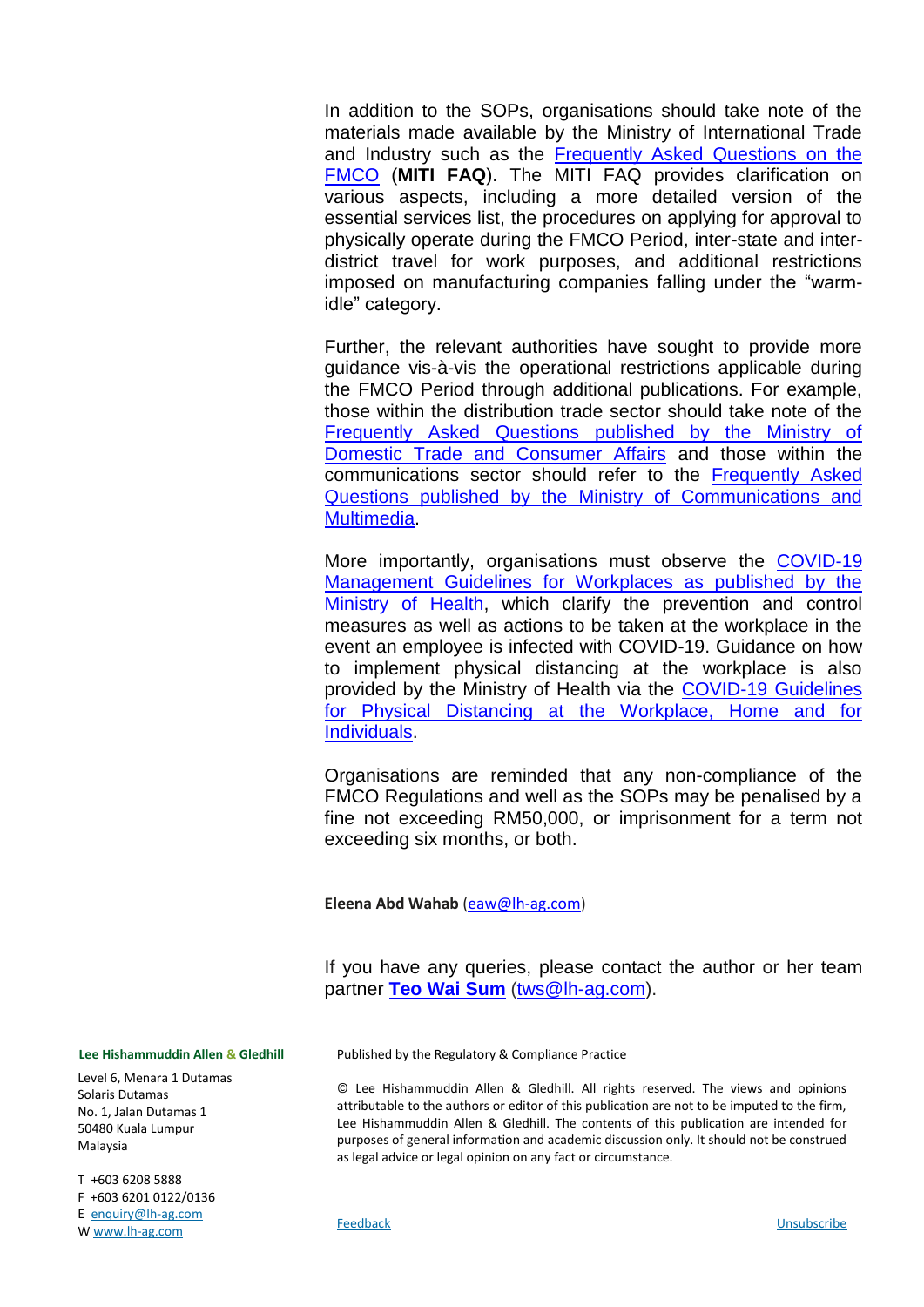In addition to the SOPs, organisations should take note of the materials made available by the Ministry of International Trade and Industry such as the Frequently Asked Questions on the FMCO (**MITI FAQ**). The MITI FAQ provides clarification on various aspects, including a more detailed version of the essential services list, the procedures on applying for approval to physically operate during the FMCO Period, inter-state and inter-district travel for work purposes, and additional restrictions imposed on manufacturing companies falling under the "warm-idle" category.

Further, the relevant authorities have sought to provide more guidance vis-à-vis the operational restrictions applicable during the FMCO Period through additional publications. For example, those within the distribution trade sector should take note of the Frequently Asked Questions published by the Ministry of Domestic Trade and Consumer Affairs and those within the communications sector should refer to the Frequently Asked Questions published by the Ministry of Communications and Multimedia.

More importantly, organisations must observe the COVID-19 Management Guidelines for Workplaces as published by the Ministry of Health, which clarify the prevention and control measures as well as actions to be taken at the workplace in the event an employee is infected with COVID-19. Guidance on how to implement physical distancing at the workplace is also provided by the Ministry of Health via the COVID-19 Guidelines for Physical Distancing at the Workplace, Home and for Individuals.

Organisations are reminded that any non-compliance of the FMCO Regulations and well as the SOPs may be penalised by a fine not exceeding RM50,000, or imprisonment for a term not exceeding six months, or both.

**Eleena Abd Wahab** (eaw@lh-ag.com)

If you have any queries, please contact the author or her team partner **Teo Wai Sum** (tws@lh-ag.com).

**Lee Hishammuddin Allen & Gledhill**

Level 6, Menara 1 Dutamas
Solaris Dutamas
No. 1, Jalan Dutamas 1
50480 Kuala Lumpur
Malaysia

T +603 6208 5888
F +603 6201 0122/0136
E enquiry@lh-ag.com
W www.lh-ag.com

Published by the Regulatory & Compliance Practice

© Lee Hishammuddin Allen & Gledhill. All rights reserved. The views and opinions attributable to the authors or editor of this publication are not to be imputed to the firm, Lee Hishammuddin Allen & Gledhill. The contents of this publication are intended for purposes of general information and academic discussion only. It should not be construed as legal advice or legal opinion on any fact or circumstance.

Feedback

Unsubscribe